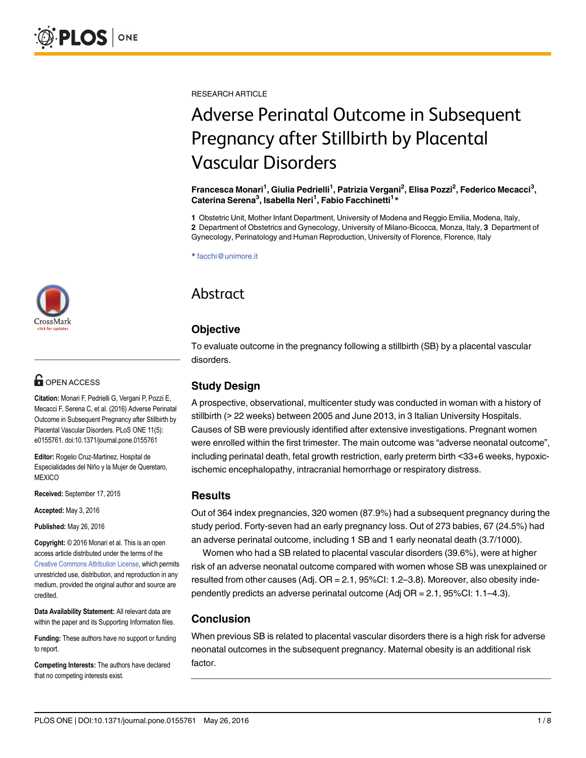RESEARCH ARTICLE

# Adverse Perinatal Outcome in Subsequent Pregnancy after Stillbirth by Placental Vascular Disorders

**Francesca Monari[1], Giulia Pedrielli[1], Patrizia Vergani[2], Elisa Pozzi[2], Federico Mecacci[3], Caterina Serena[3], Isabella Neri[1], Fabio Facchinetti[1]***

**1** Obstetric Unit, Mother Infant Department, University of Modena and Reggio Emilia, Modena, Italy, **2** Department of Obstetrics and Gynecology, University of Milano-Bicocca, Monza, Italy, **3** Department of Gynecology, Perinatology and Human Reproduction, University of Florence, Florence, Italy

* facchi@unimore.it

OPEN ACCESS

**Citation:** Monari F, Pedrielli G, Vergani P, Pozzi E, Mecacci F, Serena C, et al. (2016) Adverse Perinatal Outcome in Subsequent Pregnancy after Stillbirth by Placental Vascular Disorders. PLoS ONE 11(5): e0155761. doi:10.1371/journal.pone.0155761

**Editor:** Rogelio Cruz-Martinez, Hospital de Especialidades del Niño y la Mujer de Queretaro, MEXICO

**Received:** September 17, 2015

**Accepted:** May 3, 2016

**Published:** May 26, 2016

**Copyright:** © 2016 Monari et al. This is an open access article distributed under the terms of the Creative Commons Attribution License, which permits unrestricted use, distribution, and reproduction in any medium, provided the original author and source are credited.

**Data Availability Statement:** All relevant data are within the paper and its Supporting Information files.

**Funding:** These authors have no support or funding to report.

**Competing Interests:** The authors have declared that no competing interests exist.

## Abstract

### Objective

To evaluate outcome in the pregnancy following a stillbirth (SB) by a placental vascular disorders.

### Study Design

A prospective, observational, multicenter study was conducted in woman with a history of stillbirth (> 22 weeks) between 2005 and June 2013, in 3 Italian University Hospitals. Causes of SB were previously identified after extensive investigations. Pregnant women were enrolled within the first trimester. The main outcome was "adverse neonatal outcome", including perinatal death, fetal growth restriction, early preterm birth <33+6 weeks, hypoxic-ischemic encephalopathy, intracranial hemorrhage or respiratory distress.

### Results

Out of 364 index pregnancies, 320 women (87.9%) had a subsequent pregnancy during the study period. Forty-seven had an early pregnancy loss. Out of 273 babies, 67 (24.5%) had an adverse perinatal outcome, including 1 SB and 1 early neonatal death (3.7/1000).

Women who had a SB related to placental vascular disorders (39.6%), were at higher risk of an adverse neonatal outcome compared with women whose SB was unexplained or resulted from other causes (Adj. OR = 2.1, 95%CI: 1.2–3.8). Moreover, also obesity independently predicts an adverse perinatal outcome (Adj OR = 2.1, 95%CI: 1.1–4.3).

### Conclusion

When previous SB is related to placental vascular disorders there is a high risk for adverse neonatal outcomes in the subsequent pregnancy. Maternal obesity is an additional risk factor.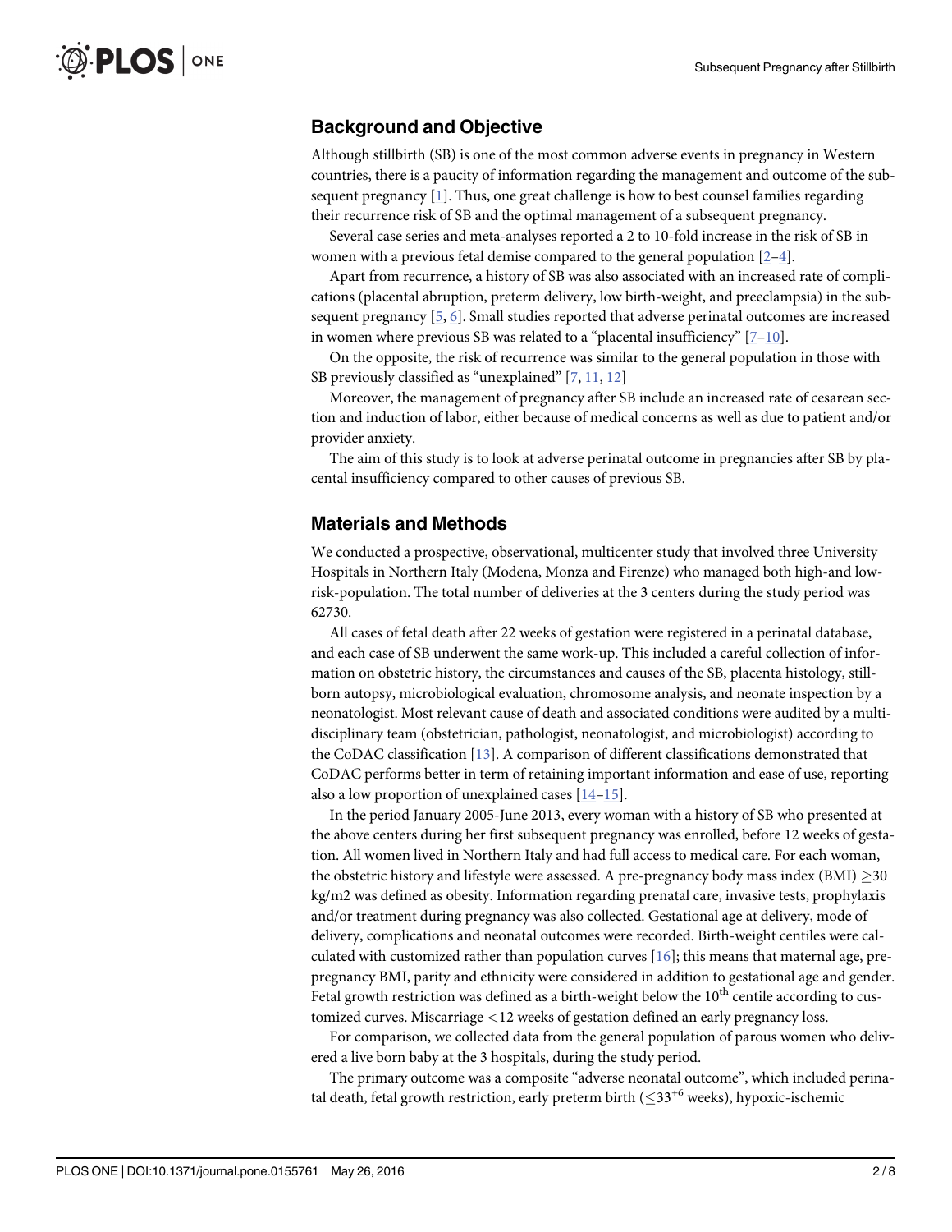## Background and Objective

Although stillbirth (SB) is one of the most common adverse events in pregnancy in Western countries, there is a paucity of information regarding the management and outcome of the subsequent pregnancy [1]. Thus, one great challenge is how to best counsel families regarding their recurrence risk of SB and the optimal management of a subsequent pregnancy.

Several case series and meta-analyses reported a 2 to 10-fold increase in the risk of SB in women with a previous fetal demise compared to the general population [2–4].

Apart from recurrence, a history of SB was also associated with an increased rate of complications (placental abruption, preterm delivery, low birth-weight, and preeclampsia) in the subsequent pregnancy [5, 6]. Small studies reported that adverse perinatal outcomes are increased in women where previous SB was related to a "placental insufficiency" [7–10].

On the opposite, the risk of recurrence was similar to the general population in those with SB previously classified as "unexplained" [7, 11, 12]

Moreover, the management of pregnancy after SB include an increased rate of cesarean section and induction of labor, either because of medical concerns as well as due to patient and/or provider anxiety.

The aim of this study is to look at adverse perinatal outcome in pregnancies after SB by placental insufficiency compared to other causes of previous SB.

## Materials and Methods

We conducted a prospective, observational, multicenter study that involved three University Hospitals in Northern Italy (Modena, Monza and Firenze) who managed both high-and low-risk-population. The total number of deliveries at the 3 centers during the study period was 62730.

All cases of fetal death after 22 weeks of gestation were registered in a perinatal database, and each case of SB underwent the same work-up. This included a careful collection of information on obstetric history, the circumstances and causes of the SB, placenta histology, stillborn autopsy, microbiological evaluation, chromosome analysis, and neonate inspection by a neonatologist. Most relevant cause of death and associated conditions were audited by a multidisciplinary team (obstetrician, pathologist, neonatologist, and microbiologist) according to the CoDAC classification [13]. A comparison of different classifications demonstrated that CoDAC performs better in term of retaining important information and ease of use, reporting also a low proportion of unexplained cases [14–15].

In the period January 2005-June 2013, every woman with a history of SB who presented at the above centers during her first subsequent pregnancy was enrolled, before 12 weeks of gestation. All women lived in Northern Italy and had full access to medical care. For each woman, the obstetric history and lifestyle were assessed. A pre-pregnancy body mass index (BMI) $\geq 30$ kg/m2 was defined as obesity. Information regarding prenatal care, invasive tests, prophylaxis and/or treatment during pregnancy was also collected. Gestational age at delivery, mode of delivery, complications and neonatal outcomes were recorded. Birth-weight centiles were calculated with customized rather than population curves [16]; this means that maternal age, pre-pregnancy BMI, parity and ethnicity were considered in addition to gestational age and gender. Fetal growth restriction was defined as a birth-weight below the $10^{th}$ centile according to customized curves. Miscarriage <12 weeks of gestation defined an early pregnancy loss.

For comparison, we collected data from the general population of parous women who delivered a live born baby at the 3 hospitals, during the study period.

The primary outcome was a composite "adverse neonatal outcome", which included perinatal death, fetal growth restriction, early preterm birth ($\leq 33^{+6}$ weeks), hypoxic-ischemic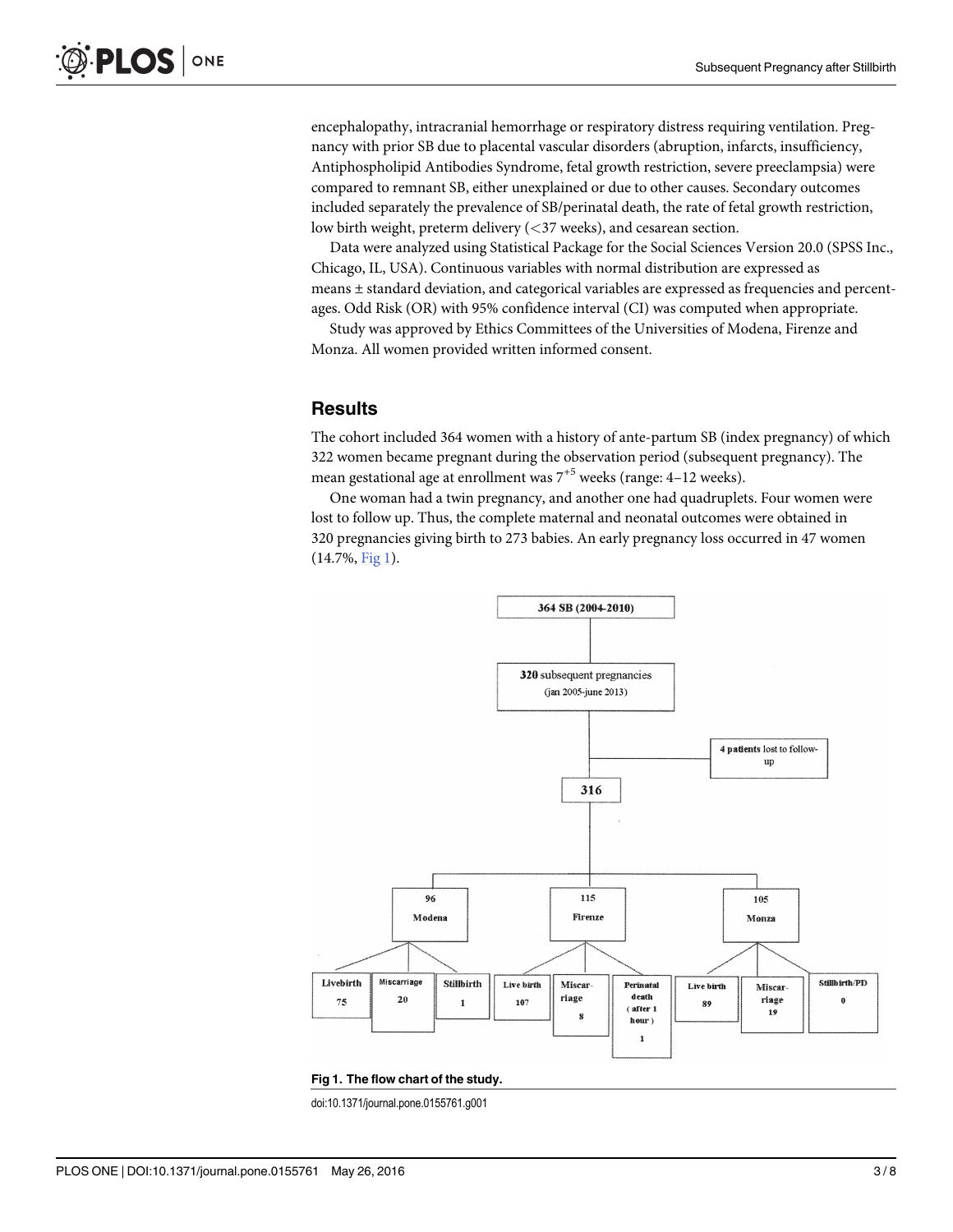encephalopathy, intracranial hemorrhage or respiratory distress requiring ventilation. Pregnancy with prior SB due to placental vascular disorders (abruption, infarcts, insufficiency, Antiphospholipid Antibodies Syndrome, fetal growth restriction, severe preeclampsia) were compared to remnant SB, either unexplained or due to other causes. Secondary outcomes included separately the prevalence of SB/perinatal death, the rate of fetal growth restriction, low birth weight, preterm delivery (<37 weeks), and cesarean section.

Data were analyzed using Statistical Package for the Social Sciences Version 20.0 (SPSS Inc., Chicago, IL, USA). Continuous variables with normal distribution are expressed as means ± standard deviation, and categorical variables are expressed as frequencies and percentages. Odd Risk (OR) with 95% confidence interval (CI) was computed when appropriate.

Study was approved by Ethics Committees of the Universities of Modena, Firenze and Monza. All women provided written informed consent.

## Results

The cohort included 364 women with a history of ante-partum SB (index pregnancy) of which 322 women became pregnant during the observation period (subsequent pregnancy). The mean gestational age at enrollment was $7^{+5}$ weeks (range: 4–12 weeks).

One woman had a twin pregnancy, and another one had quadruplets. Four women were lost to follow up. Thus, the complete maternal and neonatal outcomes were obtained in 320 pregnancies giving birth to 273 babies. An early pregnancy loss occurred in 47 women (14.7%, Fig 1).

364 SB (2004-2010)

320 subsequent pregnancies (jan 2005-june 2013)

4 patients lost to follow-up

316

| | 96 Modena | 115 Firenze | 105 Monza |
|---|---|---|---|
| Livebirth | 75 | 107 | 89 |
| Miscarriage | 20 | 8 | 19 |
| Stillbirth / Perinatal death (after 1 hour) / Stillbirth/PD | 1 | 1 | 0 |

Fig 1. The flow chart of the study.

doi:10.1371/journal.pone.0155761.g001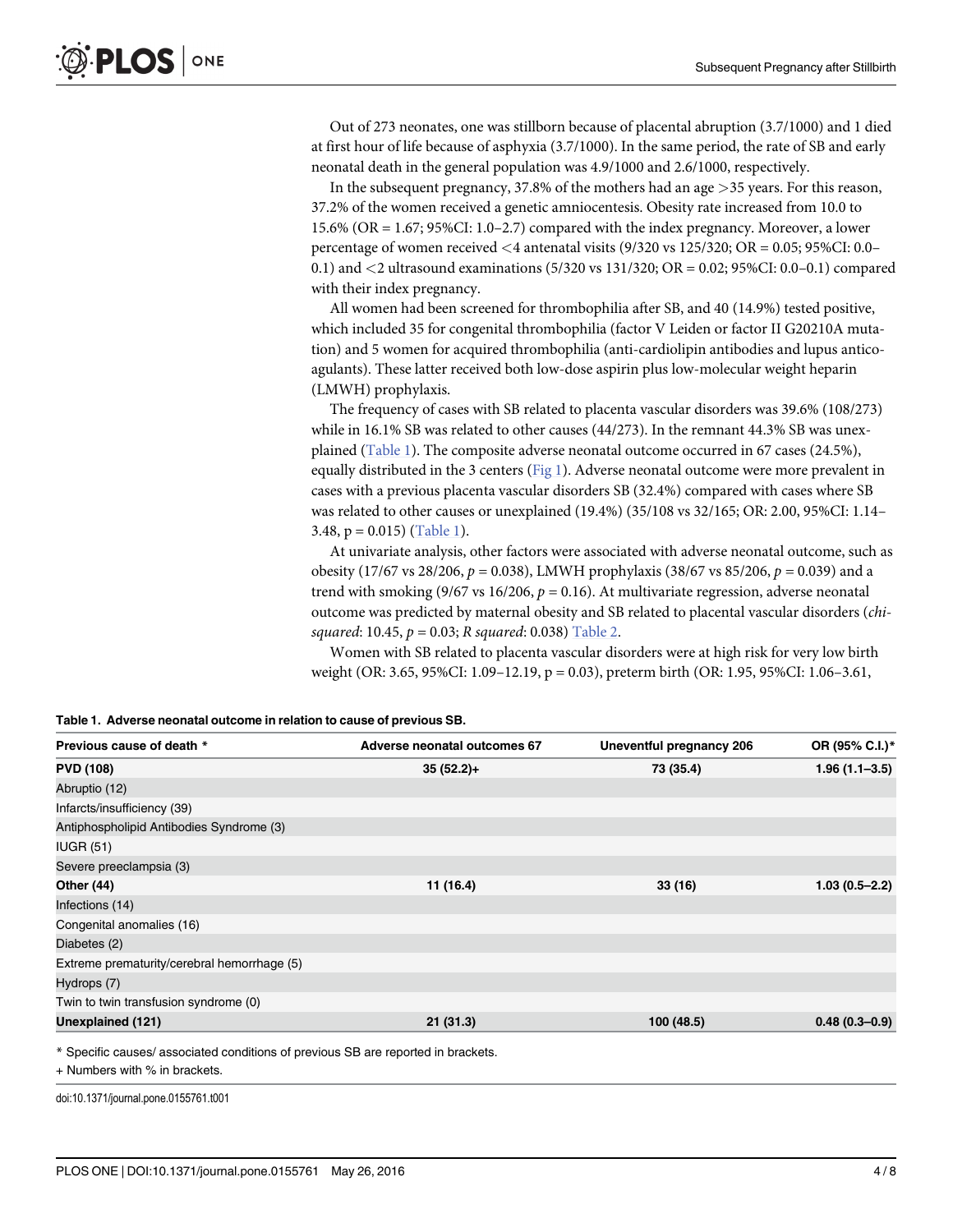Out of 273 neonates, one was stillborn because of placental abruption (3.7/1000) and 1 died at first hour of life because of asphyxia (3.7/1000). In the same period, the rate of SB and early neonatal death in the general population was 4.9/1000 and 2.6/1000, respectively.

In the subsequent pregnancy, 37.8% of the mothers had an age >35 years. For this reason, 37.2% of the women received a genetic amniocentesis. Obesity rate increased from 10.0 to 15.6% (OR = 1.67; 95%CI: 1.0–2.7) compared with the index pregnancy. Moreover, a lower percentage of women received <4 antenatal visits (9/320 vs 125/320; OR = 0.05; 95%CI: 0.0–0.1) and <2 ultrasound examinations (5/320 vs 131/320; OR = 0.02; 95%CI: 0.0–0.1) compared with their index pregnancy.

All women had been screened for thrombophilia after SB, and 40 (14.9%) tested positive, which included 35 for congenital thrombophilia (factor V Leiden or factor II G20210A mutation) and 5 women for acquired thrombophilia (anti-cardiolipin antibodies and lupus anticoagulants). These latter received both low-dose aspirin plus low-molecular weight heparin (LMWH) prophylaxis.

The frequency of cases with SB related to placenta vascular disorders was 39.6% (108/273) while in 16.1% SB was related to other causes (44/273). In the remnant 44.3% SB was unexplained (Table 1). The composite adverse neonatal outcome occurred in 67 cases (24.5%), equally distributed in the 3 centers (Fig 1). Adverse neonatal outcome were more prevalent in cases with a previous placenta vascular disorders SB (32.4%) compared with cases where SB was related to other causes or unexplained (19.4%) (35/108 vs 32/165; OR: 2.00, 95%CI: 1.14–3.48, p = 0.015) (Table 1).

At univariate analysis, other factors were associated with adverse neonatal outcome, such as obesity (17/67 vs 28/206, $p = 0.038$), LMWH prophylaxis (38/67 vs 85/206, $p = 0.039$) and a trend with smoking (9/67 vs 16/206, $p = 0.16$). At multivariate regression, adverse neonatal outcome was predicted by maternal obesity and SB related to placental vascular disorders (*chi-squared*: 10.45, $p = 0.03$; *R squared*: 0.038) Table 2.

Women with SB related to placenta vascular disorders were at high risk for very low birth weight (OR: 3.65, 95%CI: 1.09–12.19, p = 0.03), preterm birth (OR: 1.95, 95%CI: 1.06–3.61,

**Table 1. Adverse neonatal outcome in relation to cause of previous SB.**

| Previous cause of death * | Adverse neonatal outcomes 67 | Uneventful pregnancy 206 | OR (95% C.I.)* |
|---|---|---|---|
| **PVD (108)** | **35 (52.2)+** | **73 (35.4)** | **1.96 (1.1–3.5)** |
| Abruptio (12) | | | |
| Infarcts/insufficiency (39) | | | |
| Antiphospholipid Antibodies Syndrome (3) | | | |
| IUGR (51) | | | |
| Severe preeclampsia (3) | | | |
| **Other (44)** | **11 (16.4)** | **33 (16)** | **1.03 (0.5–2.2)** |
| Infections (14) | | | |
| Congenital anomalies (16) | | | |
| Diabetes (2) | | | |
| Extreme prematurity/cerebral hemorrhage (5) | | | |
| Hydrops (7) | | | |
| Twin to twin transfusion syndrome (0) | | | |
| **Unexplained (121)** | **21 (31.3)** | **100 (48.5)** | **0.48 (0.3–0.9)** |

* Specific causes/ associated conditions of previous SB are reported in brackets.

+ Numbers with % in brackets.

doi:10.1371/journal.pone.0155761.t001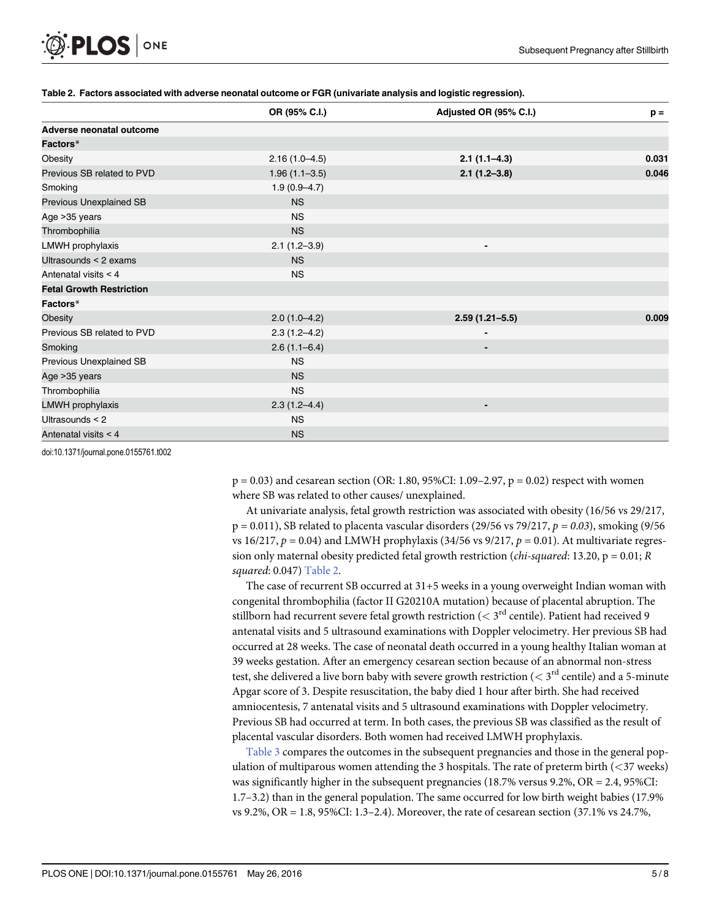**Table 2. Factors associated with adverse neonatal outcome or FGR (univariate analysis and logistic regression).**

| | OR (95% C.I.) | Adjusted OR (95% C.I.) | p = |
|---|---|---|---|
| **Adverse neonatal outcome** | | | |
| **Factors*** | | | |
| Obesity | 2.16 (1.0–4.5) | **2.1 (1.1–4.3)** | **0.031** |
| Previous SB related to PVD | 1.96 (1.1–3.5) | **2.1 (1.2–3.8)** | **0.046** |
| Smoking | 1.9 (0.9–4.7) | | |
| Previous Unexplained SB | NS | | |
| Age >35 years | NS | | |
| Thrombophilia | NS | | |
| LMWH prophylaxis | 2.1 (1.2–3.9) | - | |
| Ultrasounds < 2 exams | NS | | |
| Antenatal visits < 4 | NS | | |
| **Fetal Growth Restriction** | | | |
| **Factors*** | | | |
| Obesity | 2.0 (1.0–4.2) | **2.59 (1.21–5.5)** | **0.009** |
| Previous SB related to PVD | 2.3 (1.2–4.2) | - | |
| Smoking | 2.6 (1.1–6.4) | - | |
| Previous Unexplained SB | NS | | |
| Age >35 years | NS | | |
| Thrombophilia | NS | | |
| LMWH prophylaxis | 2.3 (1.2–4.4) | - | |
| Ultrasounds < 2 | NS | | |
| Antenatal visits < 4 | NS | | |

doi:10.1371/journal.pone.0155761.t002

p = 0.03) and cesarean section (OR: 1.80, 95%CI: 1.09–2.97, p = 0.02) respect with women where SB was related to other causes/ unexplained.

At univariate analysis, fetal growth restriction was associated with obesity (16/56 vs 29/217, p = 0.011), SB related to placenta vascular disorders (29/56 vs 79/217, *p = 0.03*), smoking (9/56 vs 16/217, *p* = 0.04) and LMWH prophylaxis (34/56 vs 9/217, *p* = 0.01). At multivariate regression only maternal obesity predicted fetal growth restriction (*chi-squared*: 13.20, p = 0.01; *R squared*: 0.047) Table 2.

The case of recurrent SB occurred at 31+5 weeks in a young overweight Indian woman with congenital thrombophilia (factor II G20210A mutation) because of placental abruption. The stillborn had recurrent severe fetal growth restriction (< 3rd centile). Patient had received 9 antenatal visits and 5 ultrasound examinations with Doppler velocimetry. Her previous SB had occurred at 28 weeks. The case of neonatal death occurred in a young healthy Italian woman at 39 weeks gestation. After an emergency cesarean section because of an abnormal non-stress test, she delivered a live born baby with severe growth restriction (< 3rd centile) and a 5-minute Apgar score of 3. Despite resuscitation, the baby died 1 hour after birth. She had received amniocentesis, 7 antenatal visits and 5 ultrasound examinations with Doppler velocimetry. Previous SB had occurred at term. In both cases, the previous SB was classified as the result of placental vascular disorders. Both women had received LMWH prophylaxis.

Table 3 compares the outcomes in the subsequent pregnancies and those in the general population of multiparous women attending the 3 hospitals. The rate of preterm birth (<37 weeks) was significantly higher in the subsequent pregnancies (18.7% versus 9.2%, OR = 2.4, 95%CI: 1.7–3.2) than in the general population. The same occurred for low birth weight babies (17.9% vs 9.2%, OR = 1.8, 95%CI: 1.3–2.4). Moreover, the rate of cesarean section (37.1% vs 24.7%,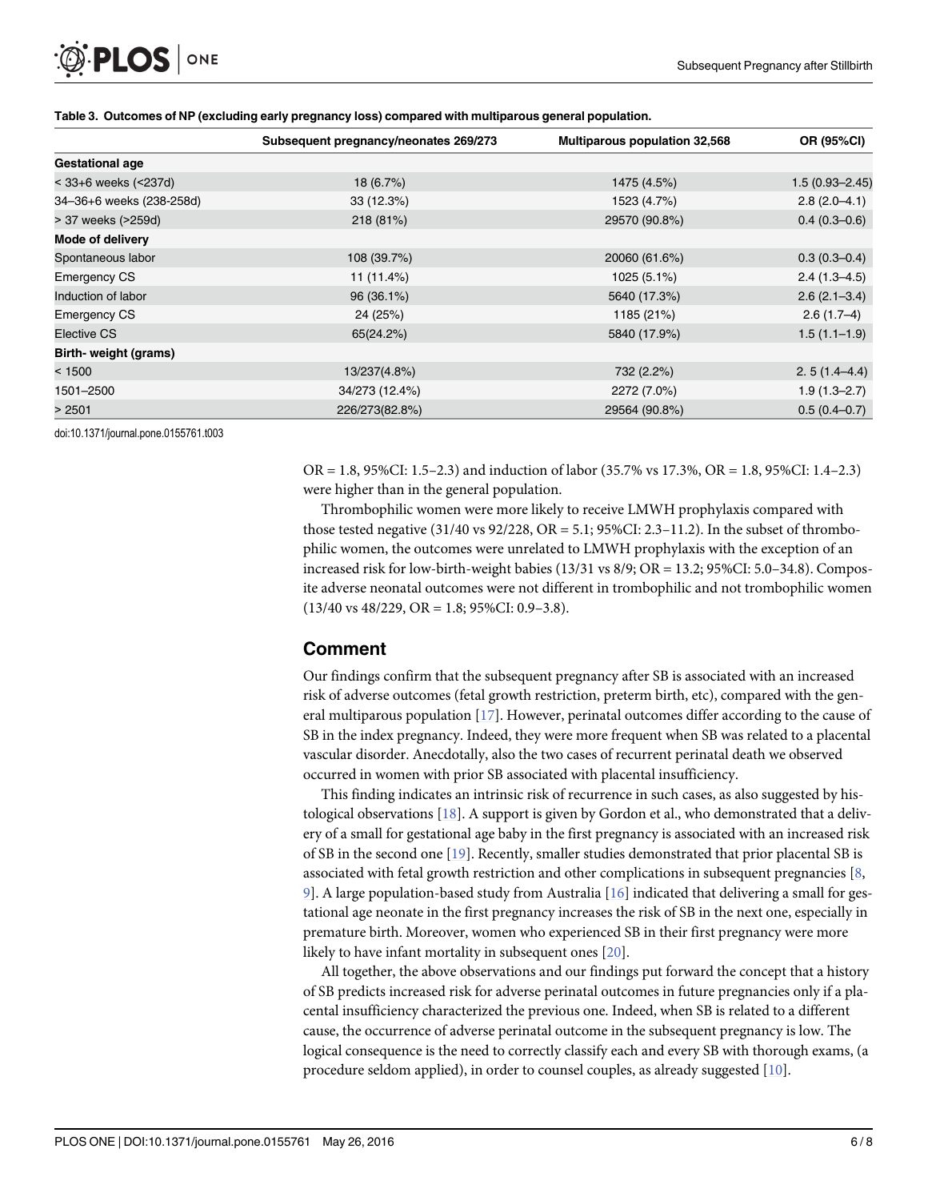**Table 3. Outcomes of NP (excluding early pregnancy loss) compared with multiparous general population.**

| | Subsequent pregnancy/neonates 269/273 | Multiparous population 32,568 | OR (95%CI) |
|---|---|---|---|
| **Gestational age** | | | |
| < 33+6 weeks (<237d) | 18 (6.7%) | 1475 (4.5%) | 1.5 (0.93–2.45) |
| 34–36+6 weeks (238-258d) | 33 (12.3%) | 1523 (4.7%) | 2.8 (2.0–4.1) |
| > 37 weeks (>259d) | 218 (81%) | 29570 (90.8%) | 0.4 (0.3–0.6) |
| **Mode of delivery** | | | |
| Spontaneous labor | 108 (39.7%) | 20060 (61.6%) | 0.3 (0.3–0.4) |
| Emergency CS | 11 (11.4%) | 1025 (5.1%) | 2.4 (1.3–4.5) |
| Induction of labor | 96 (36.1%) | 5640 (17.3%) | 2.6 (2.1–3.4) |
| Emergency CS | 24 (25%) | 1185 (21%) | 2.6 (1.7–4) |
| Elective CS | 65(24.2%) | 5840 (17.9%) | 1.5 (1.1–1.9) |
| **Birth- weight (grams)** | | | |
| < 1500 | 13/237(4.8%) | 732 (2.2%) | 2. 5 (1.4–4.4) |
| 1501–2500 | 34/273 (12.4%) | 2272 (7.0%) | 1.9 (1.3–2.7) |
| > 2501 | 226/273(82.8%) | 29564 (90.8%) | 0.5 (0.4–0.7) |

doi:10.1371/journal.pone.0155761.t003

OR = 1.8, 95%CI: 1.5–2.3) and induction of labor (35.7% vs 17.3%, OR = 1.8, 95%CI: 1.4–2.3) were higher than in the general population.

Thrombophilic women were more likely to receive LMWH prophylaxis compared with those tested negative (31/40 vs 92/228, OR = 5.1; 95%CI: 2.3–11.2). In the subset of thrombophilic women, the outcomes were unrelated to LMWH prophylaxis with the exception of an increased risk for low-birth-weight babies (13/31 vs 8/9; OR = 13.2; 95%CI: 5.0–34.8). Composite adverse neonatal outcomes were not different in trombophilic and not trombophilic women (13/40 vs 48/229, OR = 1.8; 95%CI: 0.9–3.8).

## Comment

Our findings confirm that the subsequent pregnancy after SB is associated with an increased risk of adverse outcomes (fetal growth restriction, preterm birth, etc), compared with the general multiparous population [17]. However, perinatal outcomes differ according to the cause of SB in the index pregnancy. Indeed, they were more frequent when SB was related to a placental vascular disorder. Anecdotally, also the two cases of recurrent perinatal death we observed occurred in women with prior SB associated with placental insufficiency.

This finding indicates an intrinsic risk of recurrence in such cases, as also suggested by histological observations [18]. A support is given by Gordon et al., who demonstrated that a delivery of a small for gestational age baby in the first pregnancy is associated with an increased risk of SB in the second one [19]. Recently, smaller studies demonstrated that prior placental SB is associated with fetal growth restriction and other complications in subsequent pregnancies [8, 9]. A large population-based study from Australia [16] indicated that delivering a small for gestational age neonate in the first pregnancy increases the risk of SB in the next one, especially in premature birth. Moreover, women who experienced SB in their first pregnancy were more likely to have infant mortality in subsequent ones [20].

All together, the above observations and our findings put forward the concept that a history of SB predicts increased risk for adverse perinatal outcomes in future pregnancies only if a placental insufficiency characterized the previous one. Indeed, when SB is related to a different cause, the occurrence of adverse perinatal outcome in the subsequent pregnancy is low. The logical consequence is the need to correctly classify each and every SB with thorough exams, (a procedure seldom applied), in order to counsel couples, as already suggested [10].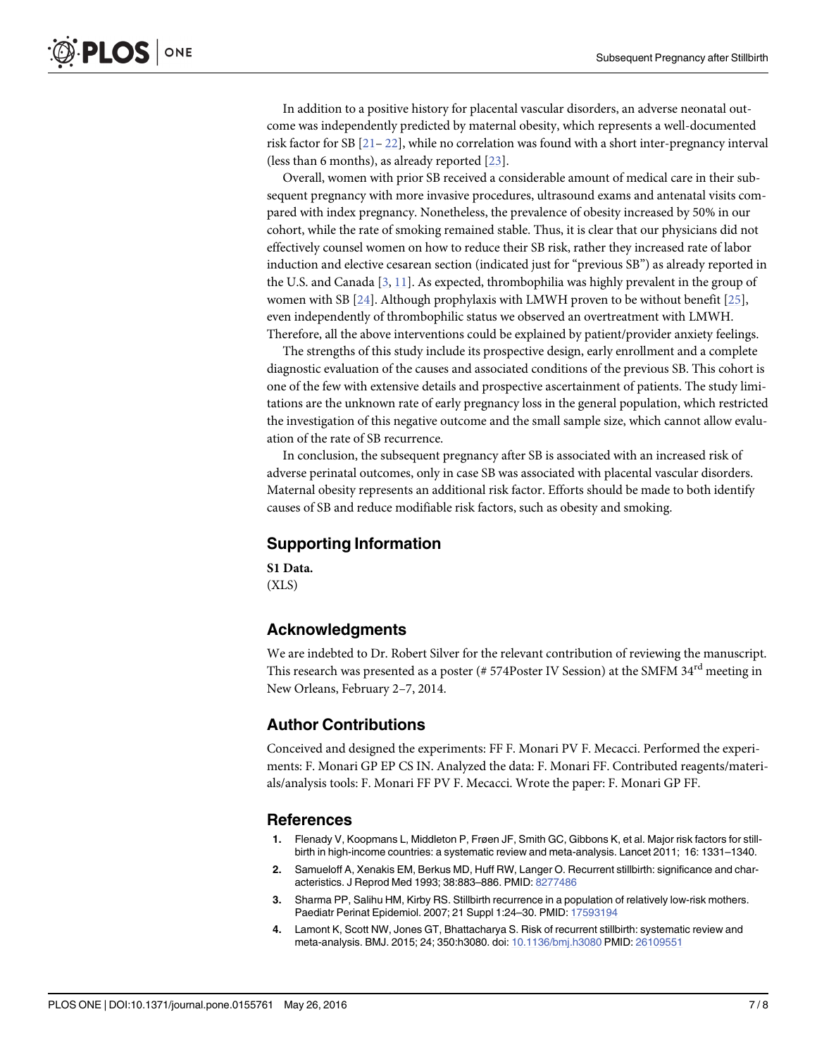In addition to a positive history for placental vascular disorders, an adverse neonatal outcome was independently predicted by maternal obesity, which represents a well-documented risk factor for SB [21– 22], while no correlation was found with a short inter-pregnancy interval (less than 6 months), as already reported [23].

Overall, women with prior SB received a considerable amount of medical care in their subsequent pregnancy with more invasive procedures, ultrasound exams and antenatal visits compared with index pregnancy. Nonetheless, the prevalence of obesity increased by 50% in our cohort, while the rate of smoking remained stable. Thus, it is clear that our physicians did not effectively counsel women on how to reduce their SB risk, rather they increased rate of labor induction and elective cesarean section (indicated just for "previous SB") as already reported in the U.S. and Canada [3, 11]. As expected, thrombophilia was highly prevalent in the group of women with SB [24]. Although prophylaxis with LMWH proven to be without benefit [25], even independently of thrombophilic status we observed an overtreatment with LMWH. Therefore, all the above interventions could be explained by patient/provider anxiety feelings.

The strengths of this study include its prospective design, early enrollment and a complete diagnostic evaluation of the causes and associated conditions of the previous SB. This cohort is one of the few with extensive details and prospective ascertainment of patients. The study limitations are the unknown rate of early pregnancy loss in the general population, which restricted the investigation of this negative outcome and the small sample size, which cannot allow evaluation of the rate of SB recurrence.

In conclusion, the subsequent pregnancy after SB is associated with an increased risk of adverse perinatal outcomes, only in case SB was associated with placental vascular disorders. Maternal obesity represents an additional risk factor. Efforts should be made to both identify causes of SB and reduce modifiable risk factors, such as obesity and smoking.

## Supporting Information

**S1 Data.**
(XLS)

## Acknowledgments

We are indebted to Dr. Robert Silver for the relevant contribution of reviewing the manuscript. This research was presented as a poster (# 574Poster IV Session) at the SMFM 34[rd] meeting in New Orleans, February 2–7, 2014.

## Author Contributions

Conceived and designed the experiments: FF F. Monari PV F. Mecacci. Performed the experiments: F. Monari GP EP CS IN. Analyzed the data: F. Monari FF. Contributed reagents/materials/analysis tools: F. Monari FF PV F. Mecacci. Wrote the paper: F. Monari GP FF.

## References

1. Flenady V, Koopmans L, Middleton P, Frøen JF, Smith GC, Gibbons K, et al. Major risk factors for stillbirth in high-income countries: a systematic review and meta-analysis. Lancet 2011; 16: 1331–1340.
2. Samueloff A, Xenakis EM, Berkus MD, Huff RW, Langer O. Recurrent stillbirth: significance and characteristics. J Reprod Med 1993; 38:883–886. PMID: 8277486
3. Sharma PP, Salihu HM, Kirby RS. Stillbirth recurrence in a population of relatively low-risk mothers. Paediatr Perinat Epidemiol. 2007; 21 Suppl 1:24–30. PMID: 17593194
4. Lamont K, Scott NW, Jones GT, Bhattacharya S. Risk of recurrent stillbirth: systematic review and meta-analysis. BMJ. 2015; 24; 350:h3080. doi: 10.1136/bmj.h3080 PMID: 26109551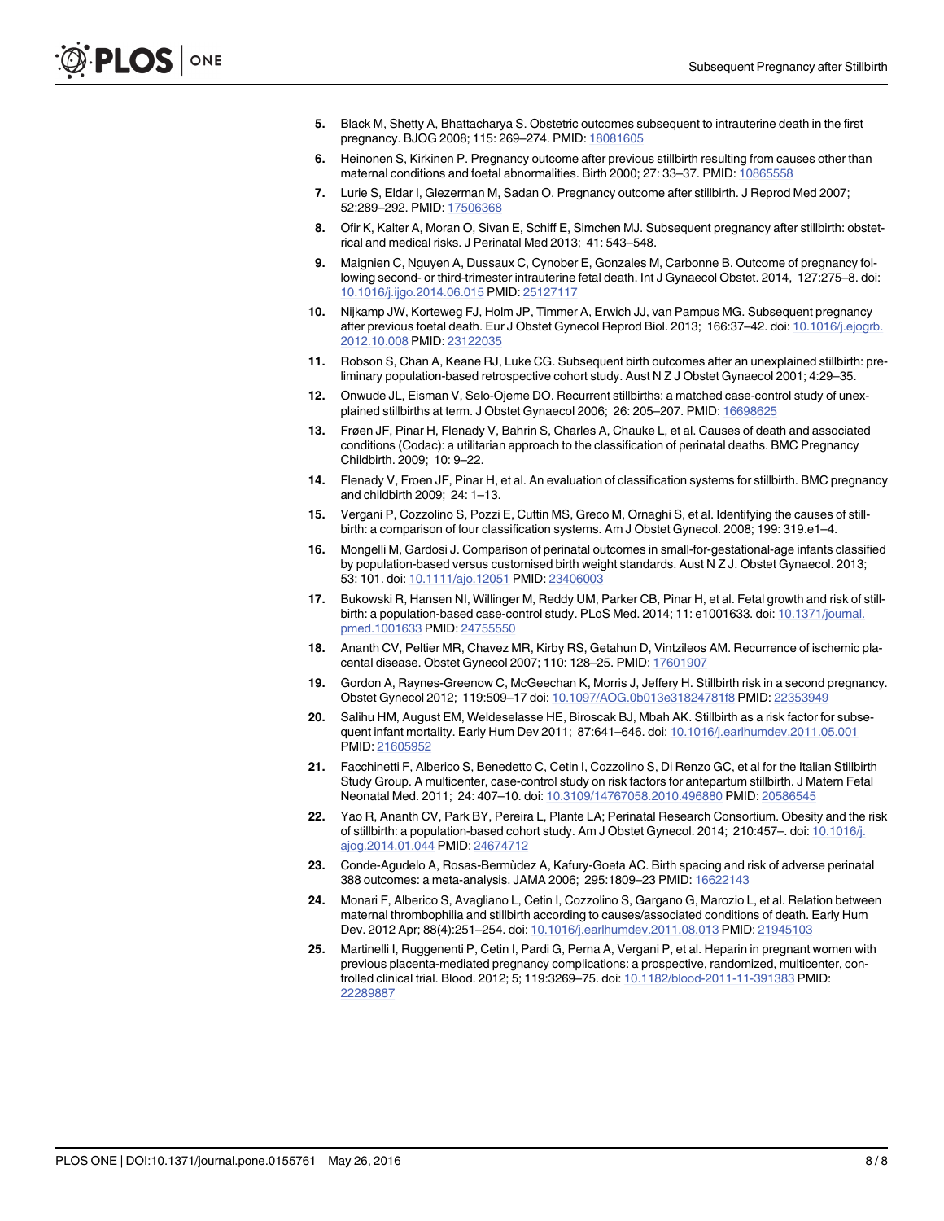5. Black M, Shetty A, Bhattacharya S. Obstetric outcomes subsequent to intrauterine death in the first pregnancy. BJOG 2008; 115: 269–274. PMID: 18081605
6. Heinonen S, Kirkinen P. Pregnancy outcome after previous stillbirth resulting from causes other than maternal conditions and foetal abnormalities. Birth 2000; 27: 33–37. PMID: 10865558
7. Lurie S, Eldar I, Glezerman M, Sadan O. Pregnancy outcome after stillbirth. J Reprod Med 2007; 52:289–292. PMID: 17506368
8. Ofir K, Kalter A, Moran O, Sivan E, Schiff E, Simchen MJ. Subsequent pregnancy after stillbirth: obstetrical and medical risks. J Perinatal Med 2013; 41: 543–548.
9. Maignien C, Nguyen A, Dussaux C, Cynober E, Gonzales M, Carbonne B. Outcome of pregnancy following second- or third-trimester intrauterine fetal death. Int J Gynaecol Obstet. 2014, 127:275–8. doi: 10.1016/j.ijgo.2014.06.015 PMID: 25127117
10. Nijkamp JW, Korteweg FJ, Holm JP, Timmer A, Erwich JJ, van Pampus MG. Subsequent pregnancy after previous foetal death. Eur J Obstet Gynecol Reprod Biol. 2013; 166:37–42. doi: 10.1016/j.ejogrb.2012.10.008 PMID: 23122035
11. Robson S, Chan A, Keane RJ, Luke CG. Subsequent birth outcomes after an unexplained stillbirth: preliminary population-based retrospective cohort study. Aust N Z J Obstet Gynaecol 2001; 4:29–35.
12. Onwude JL, Eisman V, Selo-Ojeme DO. Recurrent stillbirths: a matched case-control study of unexplained stillbirths at term. J Obstet Gynaecol 2006; 26: 205–207. PMID: 16698625
13. Frøen JF, Pinar H, Flenady V, Bahrin S, Charles A, Chauke L, et al. Causes of death and associated conditions (Codac): a utilitarian approach to the classification of perinatal deaths. BMC Pregnancy Childbirth. 2009; 10: 9–22.
14. Flenady V, Froen JF, Pinar H, et al. An evaluation of classification systems for stillbirth. BMC pregnancy and childbirth 2009; 24: 1–13.
15. Vergani P, Cozzolino S, Pozzi E, Cuttin MS, Greco M, Ornaghi S, et al. Identifying the causes of stillbirth: a comparison of four classification systems. Am J Obstet Gynecol. 2008; 199: 319.e1–4.
16. Mongelli M, Gardosi J. Comparison of perinatal outcomes in small-for-gestational-age infants classified by population-based versus customised birth weight standards. Aust N Z J. Obstet Gynaecol. 2013; 53: 101. doi: 10.1111/ajo.12051 PMID: 23406003
17. Bukowski R, Hansen NI, Willinger M, Reddy UM, Parker CB, Pinar H, et al. Fetal growth and risk of stillbirth: a population-based case-control study. PLoS Med. 2014; 11: e1001633. doi: 10.1371/journal.pmed.1001633 PMID: 24755550
18. Ananth CV, Peltier MR, Chavez MR, Kirby RS, Getahun D, Vintzileos AM. Recurrence of ischemic placental disease. Obstet Gynecol 2007; 110: 128–25. PMID: 17601907
19. Gordon A, Raynes-Greenow C, McGeechan K, Morris J, Jeffery H. Stillbirth risk in a second pregnancy. Obstet Gynecol 2012; 119:509–17 doi: 10.1097/AOG.0b013e31824781f8 PMID: 22353949
20. Salihu HM, August EM, Weldeselasse HE, Biroscak BJ, Mbah AK. Stillbirth as a risk factor for subsequent infant mortality. Early Hum Dev 2011; 87:641–646. doi: 10.1016/j.earlhumdev.2011.05.001 PMID: 21605952
21. Facchinetti F, Alberico S, Benedetto C, Cetin I, Cozzolino S, Di Renzo GC, et al for the Italian Stillbirth Study Group. A multicenter, case-control study on risk factors for antepartum stillbirth. J Matern Fetal Neonatal Med. 2011; 24: 407–10. doi: 10.3109/14767058.2010.496880 PMID: 20586545
22. Yao R, Ananth CV, Park BY, Pereira L, Plante LA; Perinatal Research Consortium. Obesity and the risk of stillbirth: a population-based cohort study. Am J Obstet Gynecol. 2014; 210:457–. doi: 10.1016/j.ajog.2014.01.044 PMID: 24674712
23. Conde-Agudelo A, Rosas-Bermùdez A, Kafury-Goeta AC. Birth spacing and risk of adverse perinatal 388 outcomes: a meta-analysis. JAMA 2006; 295:1809–23 PMID: 16622143
24. Monari F, Alberico S, Avagliano L, Cetin I, Cozzolino S, Gargano G, Marozio L, et al. Relation between maternal thrombophilia and stillbirth according to causes/associated conditions of death. Early Hum Dev. 2012 Apr; 88(4):251–254. doi: 10.1016/j.earlhumdev.2011.08.013 PMID: 21945103
25. Martinelli I, Ruggenenti P, Cetin I, Pardi G, Perna A, Vergani P, et al. Heparin in pregnant women with previous placenta-mediated pregnancy complications: a prospective, randomized, multicenter, controlled clinical trial. Blood. 2012; 5; 119:3269–75. doi: 10.1182/blood-2011-11-391383 PMID: 22289887